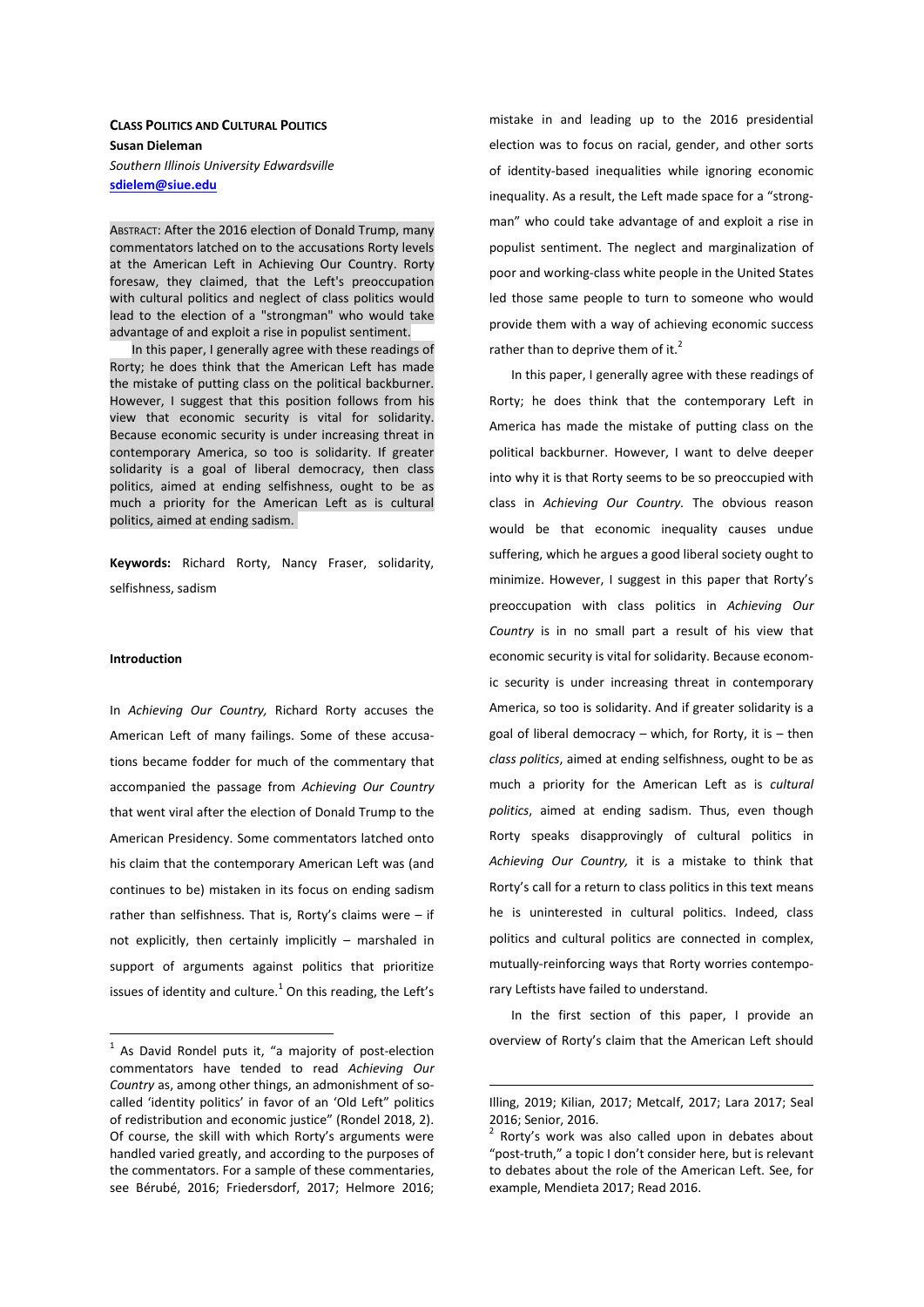**CLASS POLITICS AND CULTURAL POLITICS**
**Susan Dieleman**
*Southern Illinois University Edwardsville*
**sdielem@siue.edu**

ABSTRACT: After the 2016 election of Donald Trump, many commentators latched on to the accusations Rorty levels at the American Left in Achieving Our Country. Rorty foresaw, they claimed, that the Left's preoccupation with cultural politics and neglect of class politics would lead to the election of a "strongman" who would take advantage of and exploit a rise in populist sentiment.

In this paper, I generally agree with these readings of Rorty; he does think that the American Left has made the mistake of putting class on the political backburner. However, I suggest that this position follows from his view that economic security is vital for solidarity. Because economic security is under increasing threat in contemporary America, so too is solidarity. If greater solidarity is a goal of liberal democracy, then class politics, aimed at ending selfishness, ought to be as much a priority for the American Left as is cultural politics, aimed at ending sadism.

**Keywords:** Richard Rorty, Nancy Fraser, solidarity, selfishness, sadism

**Introduction**

In *Achieving Our Country,* Richard Rorty accuses the American Left of many failings. Some of these accusations became fodder for much of the commentary that accompanied the passage from *Achieving Our Country* that went viral after the election of Donald Trump to the American Presidency. Some commentators latched onto his claim that the contemporary American Left was (and continues to be) mistaken in its focus on ending sadism rather than selfishness. That is, Rorty's claims were – if not explicitly, then certainly implicitly – marshaled in support of arguments against politics that prioritize issues of identity and culture.[1] On this reading, the Left's mistake in and leading up to the 2016 presidential election was to focus on racial, gender, and other sorts of identity-based inequalities while ignoring economic inequality. As a result, the Left made space for a "strongman" who could take advantage of and exploit a rise in populist sentiment. The neglect and marginalization of poor and working-class white people in the United States led those same people to turn to someone who would provide them with a way of achieving economic success rather than to deprive them of it.[2]

In this paper, I generally agree with these readings of Rorty; he does think that the contemporary Left in America has made the mistake of putting class on the political backburner. However, I want to delve deeper into why it is that Rorty seems to be so preoccupied with class in *Achieving Our Country.* The obvious reason would be that economic inequality causes undue suffering, which he argues a good liberal society ought to minimize. However, I suggest in this paper that Rorty's preoccupation with class politics in *Achieving Our Country* is in no small part a result of his view that economic security is vital for solidarity. Because economic security is under increasing threat in contemporary America, so too is solidarity. And if greater solidarity is a goal of liberal democracy – which, for Rorty, it is – then *class politics*, aimed at ending selfishness, ought to be as much a priority for the American Left as is *cultural politics*, aimed at ending sadism. Thus, even though Rorty speaks disapprovingly of cultural politics in *Achieving Our Country,* it is a mistake to think that Rorty's call for a return to class politics in this text means he is uninterested in cultural politics. Indeed, class politics and cultural politics are connected in complex, mutually-reinforcing ways that Rorty worries contemporary Leftists have failed to understand.

In the first section of this paper, I provide an overview of Rorty's claim that the American Left should

---

[1] As David Rondel puts it, "a majority of post-election commentators have tended to read *Achieving Our Country* as, among other things, an admonishment of so-called 'identity politics' in favor of an 'Old Left' politics of redistribution and economic justice" (Rondel 2018, 2). Of course, the skill with which Rorty's arguments were handled varied greatly, and according to the purposes of the commentators. For a sample of these commentaries, see Bérubé, 2016; Friedersdorf, 2017; Helmore 2016; Illing, 2019; Kilian, 2017; Metcalf, 2017; Lara 2017; Seal 2016; Senior, 2016.

[2] Rorty's work was also called upon in debates about "post-truth," a topic I don't consider here, but is relevant to debates about the role of the American Left. See, for example, Mendieta 2017; Read 2016.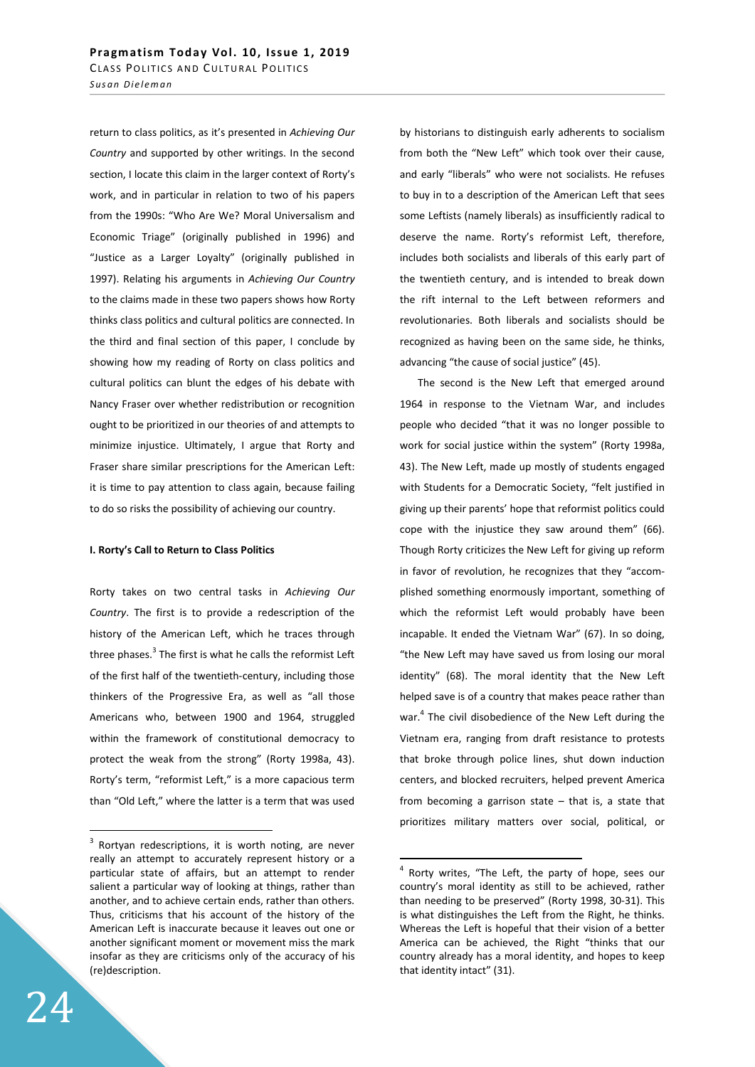return to class politics, as it's presented in *Achieving Our Country* and supported by other writings. In the second section, I locate this claim in the larger context of Rorty's work, and in particular in relation to two of his papers from the 1990s: "Who Are We? Moral Universalism and Economic Triage" (originally published in 1996) and "Justice as a Larger Loyalty" (originally published in 1997). Relating his arguments in *Achieving Our Country* to the claims made in these two papers shows how Rorty thinks class politics and cultural politics are connected. In the third and final section of this paper, I conclude by showing how my reading of Rorty on class politics and cultural politics can blunt the edges of his debate with Nancy Fraser over whether redistribution or recognition ought to be prioritized in our theories of and attempts to minimize injustice. Ultimately, I argue that Rorty and Fraser share similar prescriptions for the American Left: it is time to pay attention to class again, because failing to do so risks the possibility of achieving our country.

## I. Rorty's Call to Return to Class Politics

Rorty takes on two central tasks in *Achieving Our Country*. The first is to provide a redescription of the history of the American Left, which he traces through three phases.[3] The first is what he calls the reformist Left of the first half of the twentieth-century, including those thinkers of the Progressive Era, as well as "all those Americans who, between 1900 and 1964, struggled within the framework of constitutional democracy to protect the weak from the strong" (Rorty 1998a, 43). Rorty's term, "reformist Left," is a more capacious term than "Old Left," where the latter is a term that was used by historians to distinguish early adherents to socialism from both the "New Left" which took over their cause, and early "liberals" who were not socialists. He refuses to buy in to a description of the American Left that sees some Leftists (namely liberals) as insufficiently radical to deserve the name. Rorty's reformist Left, therefore, includes both socialists and liberals of this early part of the twentieth century, and is intended to break down the rift internal to the Left between reformers and revolutionaries. Both liberals and socialists should be recognized as having been on the same side, he thinks, advancing "the cause of social justice" (45).

The second is the New Left that emerged around 1964 in response to the Vietnam War, and includes people who decided "that it was no longer possible to work for social justice within the system" (Rorty 1998a, 43). The New Left, made up mostly of students engaged with Students for a Democratic Society, "felt justified in giving up their parents' hope that reformist politics could cope with the injustice they saw around them" (66). Though Rorty criticizes the New Left for giving up reform in favor of revolution, he recognizes that they "accomplished something enormously important, something of which the reformist Left would probably have been incapable. It ended the Vietnam War" (67). In so doing, "the New Left may have saved us from losing our moral identity" (68). The moral identity that the New Left helped save is of a country that makes peace rather than war.[4] The civil disobedience of the New Left during the Vietnam era, ranging from draft resistance to protests that broke through police lines, shut down induction centers, and blocked recruiters, helped prevent America from becoming a garrison state – that is, a state that prioritizes military matters over social, political, or

[3] Rortyan redescriptions, it is worth noting, are never really an attempt to accurately represent history or a particular state of affairs, but an attempt to render salient a particular way of looking at things, rather than another, and to achieve certain ends, rather than others. Thus, criticisms that his account of the history of the American Left is inaccurate because it leaves out one or another significant moment or movement miss the mark insofar as they are criticisms only of the accuracy of his (re)description.

[4] Rorty writes, "The Left, the party of hope, sees our country's moral identity as still to be achieved, rather than needing to be preserved" (Rorty 1998, 30-31). This is what distinguishes the Left from the Right, he thinks. Whereas the Left is hopeful that their vision of a better America can be achieved, the Right "thinks that our country already has a moral identity, and hopes to keep that identity intact" (31).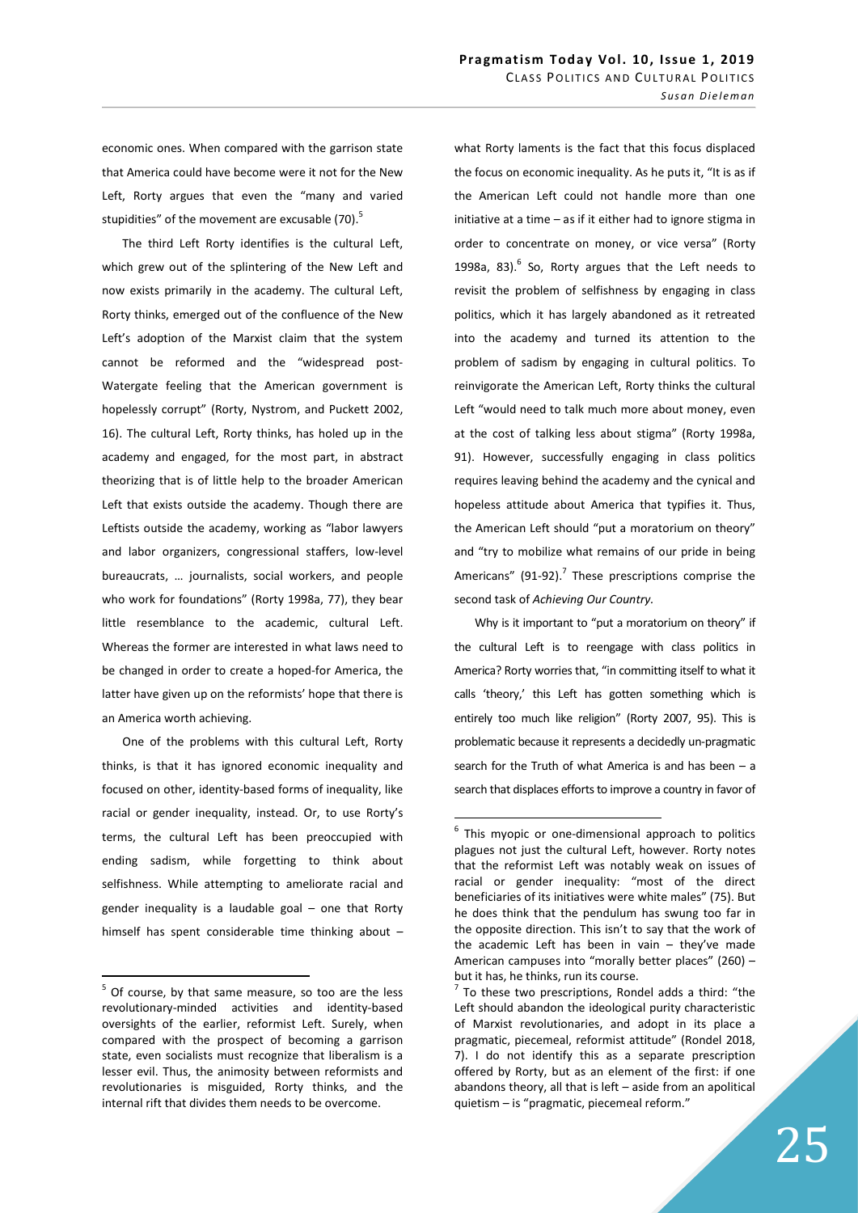economic ones. When compared with the garrison state that America could have become were it not for the New Left, Rorty argues that even the "many and varied stupidities" of the movement are excusable (70).[5]

The third Left Rorty identifies is the cultural Left, which grew out of the splintering of the New Left and now exists primarily in the academy. The cultural Left, Rorty thinks, emerged out of the confluence of the New Left's adoption of the Marxist claim that the system cannot be reformed and the "widespread post-Watergate feeling that the American government is hopelessly corrupt" (Rorty, Nystrom, and Puckett 2002, 16). The cultural Left, Rorty thinks, has holed up in the academy and engaged, for the most part, in abstract theorizing that is of little help to the broader American Left that exists outside the academy. Though there are Leftists outside the academy, working as "labor lawyers and labor organizers, congressional staffers, low-level bureaucrats, … journalists, social workers, and people who work for foundations" (Rorty 1998a, 77), they bear little resemblance to the academic, cultural Left. Whereas the former are interested in what laws need to be changed in order to create a hoped-for America, the latter have given up on the reformists' hope that there is an America worth achieving.

One of the problems with this cultural Left, Rorty thinks, is that it has ignored economic inequality and focused on other, identity-based forms of inequality, like racial or gender inequality, instead. Or, to use Rorty's terms, the cultural Left has been preoccupied with ending sadism, while forgetting to think about selfishness. While attempting to ameliorate racial and gender inequality is a laudable goal – one that Rorty himself has spent considerable time thinking about – what Rorty laments is the fact that this focus displaced the focus on economic inequality. As he puts it, "It is as if the American Left could not handle more than one initiative at a time – as if it either had to ignore stigma in order to concentrate on money, or vice versa" (Rorty 1998a, 83).[6] So, Rorty argues that the Left needs to revisit the problem of selfishness by engaging in class politics, which it has largely abandoned as it retreated into the academy and turned its attention to the problem of sadism by engaging in cultural politics. To reinvigorate the American Left, Rorty thinks the cultural Left "would need to talk much more about money, even at the cost of talking less about stigma" (Rorty 1998a, 91). However, successfully engaging in class politics requires leaving behind the academy and the cynical and hopeless attitude about America that typifies it. Thus, the American Left should "put a moratorium on theory" and "try to mobilize what remains of our pride in being Americans" (91-92).[7] These prescriptions comprise the second task of *Achieving Our Country.*

Why is it important to "put a moratorium on theory" if the cultural Left is to reengage with class politics in America? Rorty worries that, "in committing itself to what it calls 'theory,' this Left has gotten something which is entirely too much like religion" (Rorty 2007, 95). This is problematic because it represents a decidedly un-pragmatic search for the Truth of what America is and has been – a search that displaces efforts to improve a country in favor of

[5] Of course, by that same measure, so too are the less revolutionary-minded activities and identity-based oversights of the earlier, reformist Left. Surely, when compared with the prospect of becoming a garrison state, even socialists must recognize that liberalism is a lesser evil. Thus, the animosity between reformists and revolutionaries is misguided, Rorty thinks, and the internal rift that divides them needs to be overcome.

[6] This myopic or one-dimensional approach to politics plagues not just the cultural Left, however. Rorty notes that the reformist Left was notably weak on issues of racial or gender inequality: "most of the direct beneficiaries of its initiatives were white males" (75). But he does think that the pendulum has swung too far in the opposite direction. This isn't to say that the work of the academic Left has been in vain – they've made American campuses into "morally better places" (260) – but it has, he thinks, run its course.

[7] To these two prescriptions, Rondel adds a third: "the Left should abandon the ideological purity characteristic of Marxist revolutionaries, and adopt in its place a pragmatic, piecemeal, reformist attitude" (Rondel 2018, 7). I do not identify this as a separate prescription offered by Rorty, but as an element of the first: if one abandons theory, all that is left – aside from an apolitical quietism – is "pragmatic, piecemeal reform."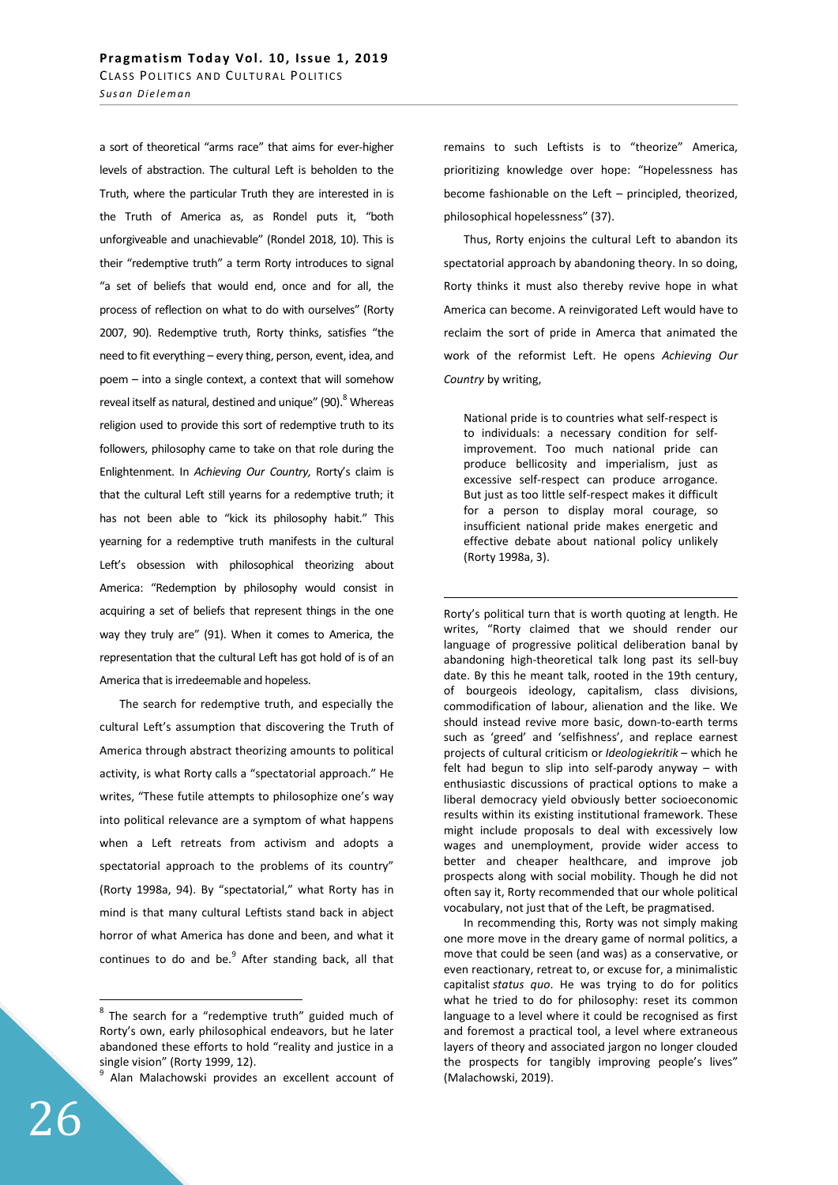a sort of theoretical "arms race" that aims for ever-higher levels of abstraction. The cultural Left is beholden to the Truth, where the particular Truth they are interested in is the Truth of America as, as Rondel puts it, "both unforgiveable and unachievable" (Rondel 2018, 10). This is their "redemptive truth" a term Rorty introduces to signal "a set of beliefs that would end, once and for all, the process of reflection on what to do with ourselves" (Rorty 2007, 90). Redemptive truth, Rorty thinks, satisfies "the need to fit everything – every thing, person, event, idea, and poem – into a single context, a context that will somehow reveal itself as natural, destined and unique" (90).[8] Whereas religion used to provide this sort of redemptive truth to its followers, philosophy came to take on that role during the Enlightenment. In *Achieving Our Country,* Rorty's claim is that the cultural Left still yearns for a redemptive truth; it has not been able to "kick its philosophy habit." This yearning for a redemptive truth manifests in the cultural Left's obsession with philosophical theorizing about America: "Redemption by philosophy would consist in acquiring a set of beliefs that represent things in the one way they truly are" (91). When it comes to America, the representation that the cultural Left has got hold of is of an America that is irredeemable and hopeless.

The search for redemptive truth, and especially the cultural Left's assumption that discovering the Truth of America through abstract theorizing amounts to political activity, is what Rorty calls a "spectatorial approach." He writes, "These futile attempts to philosophize one's way into political relevance are a symptom of what happens when a Left retreats from activism and adopts a spectatorial approach to the problems of its country" (Rorty 1998a, 94). By "spectatorial," what Rorty has in mind is that many cultural Leftists stand back in abject horror of what America has done and been, and what it continues to do and be.[9] After standing back, all that remains to such Leftists is to "theorize" America, prioritizing knowledge over hope: "Hopelessness has become fashionable on the Left – principled, theorized, philosophical hopelessness" (37).

Thus, Rorty enjoins the cultural Left to abandon its spectatorial approach by abandoning theory. In so doing, Rorty thinks it must also thereby revive hope in what America can become. A reinvigorated Left would have to reclaim the sort of pride in Amerca that animated the work of the reformist Left. He opens *Achieving Our Country* by writing,

> National pride is to countries what self-respect is to individuals: a necessary condition for self-improvement. Too much national pride can produce bellicosity and imperialism, just as excessive self-respect can produce arrogance. But just as too little self-respect makes it difficult for a person to display moral courage, so insufficient national pride makes energetic and effective debate about national policy unlikely (Rorty 1998a, 3).

---

[8] The search for a "redemptive truth" guided much of Rorty's own, early philosophical endeavors, but he later abandoned these efforts to hold "reality and justice in a single vision" (Rorty 1999, 12).

[9] Alan Malachowski provides an excellent account of Rorty's political turn that is worth quoting at length. He writes, "Rorty claimed that we should render our language of progressive political deliberation banal by abandoning high-theoretical talk long past its sell-buy date. By this he meant talk, rooted in the 19th century, of bourgeois ideology, capitalism, class divisions, commodification of labour, alienation and the like. We should instead revive more basic, down-to-earth terms such as 'greed' and 'selfishness', and replace earnest projects of cultural criticism or *Ideologiekritik* – which he felt had begun to slip into self-parody anyway – with enthusiastic discussions of practical options to make a liberal democracy yield obviously better socioeconomic results within its existing institutional framework. These might include proposals to deal with excessively low wages and unemployment, provide wider access to better and cheaper healthcare, and improve job prospects along with social mobility. Though he did not often say it, Rorty recommended that our whole political vocabulary, not just that of the Left, be pragmatised.

In recommending this, Rorty was not simply making one more move in the dreary game of normal politics, a move that could be seen (and was) as a conservative, or even reactionary, retreat to, or excuse for, a minimalistic capitalist *status quo*. He was trying to do for politics what he tried to do for philosophy: reset its common language to a level where it could be recognised as first and foremost a practical tool, a level where extraneous layers of theory and associated jargon no longer clouded the prospects for tangibly improving people's lives" (Malachowski, 2019).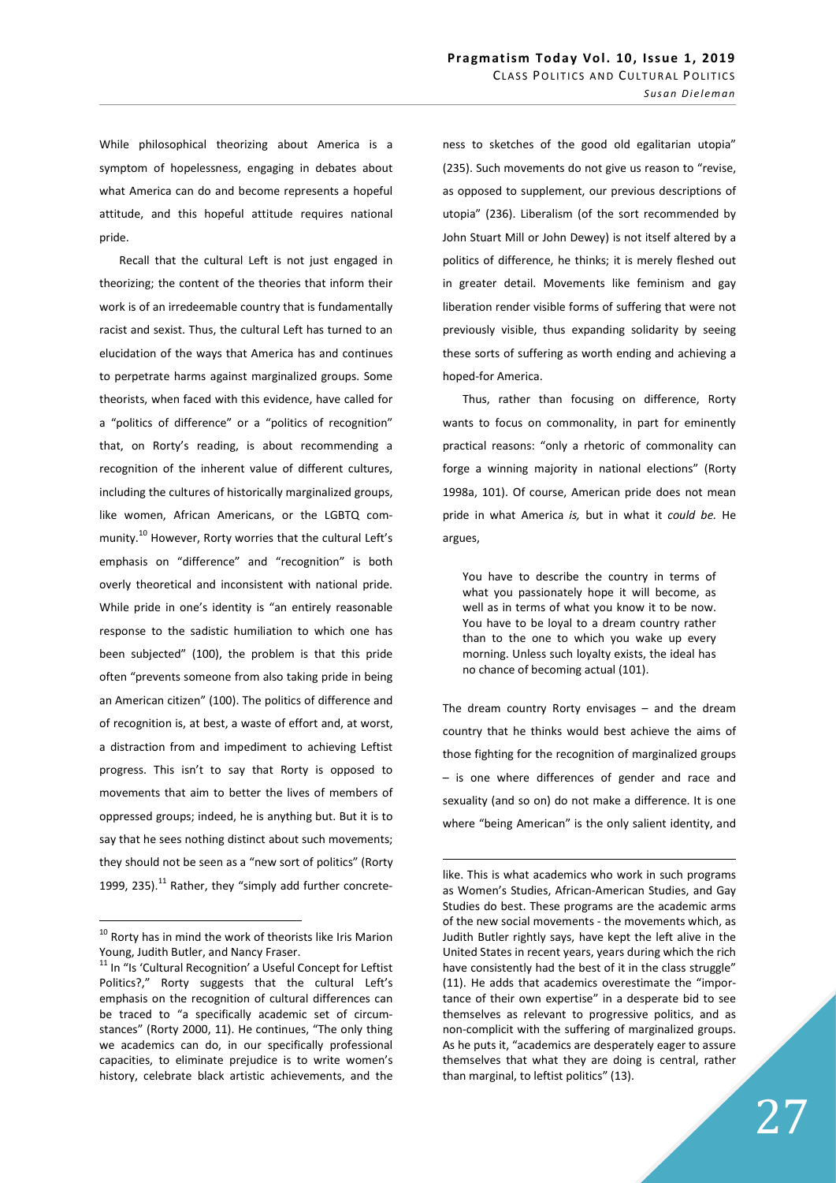While philosophical theorizing about America is a symptom of hopelessness, engaging in debates about what America can do and become represents a hopeful attitude, and this hopeful attitude requires national pride.

Recall that the cultural Left is not just engaged in theorizing; the content of the theories that inform their work is of an irredeemable country that is fundamentally racist and sexist. Thus, the cultural Left has turned to an elucidation of the ways that America has and continues to perpetrate harms against marginalized groups. Some theorists, when faced with this evidence, have called for a "politics of difference" or a "politics of recognition" that, on Rorty's reading, is about recommending a recognition of the inherent value of different cultures, including the cultures of historically marginalized groups, like women, African Americans, or the LGBTQ community.[10] However, Rorty worries that the cultural Left's emphasis on "difference" and "recognition" is both overly theoretical and inconsistent with national pride. While pride in one's identity is "an entirely reasonable response to the sadistic humiliation to which one has been subjected" (100), the problem is that this pride often "prevents someone from also taking pride in being an American citizen" (100). The politics of difference and of recognition is, at best, a waste of effort and, at worst, a distraction from and impediment to achieving Leftist progress. This isn't to say that Rorty is opposed to movements that aim to better the lives of members of oppressed groups; indeed, he is anything but. But it is to say that he sees nothing distinct about such movements; they should not be seen as a "new sort of politics" (Rorty 1999, 235).[11] Rather, they "simply add further concreteness to sketches of the good old egalitarian utopia" (235). Such movements do not give us reason to "revise, as opposed to supplement, our previous descriptions of utopia" (236). Liberalism (of the sort recommended by John Stuart Mill or John Dewey) is not itself altered by a politics of difference, he thinks; it is merely fleshed out in greater detail. Movements like feminism and gay liberation render visible forms of suffering that were not previously visible, thus expanding solidarity by seeing these sorts of suffering as worth ending and achieving a hoped-for America.

Thus, rather than focusing on difference, Rorty wants to focus on commonality, in part for eminently practical reasons: "only a rhetoric of commonality can forge a winning majority in national elections" (Rorty 1998a, 101). Of course, American pride does not mean pride in what America *is,* but in what it *could be.* He argues,

> You have to describe the country in terms of what you passionately hope it will become, as well as in terms of what you know it to be now. You have to be loyal to a dream country rather than to the one to which you wake up every morning. Unless such loyalty exists, the ideal has no chance of becoming actual (101).

The dream country Rorty envisages – and the dream country that he thinks would best achieve the aims of those fighting for the recognition of marginalized groups – is one where differences of gender and race and sexuality (and so on) do not make a difference. It is one where "being American" is the only salient identity, and

---

[10] Rorty has in mind the work of theorists like Iris Marion Young, Judith Butler, and Nancy Fraser.

[11] In "Is 'Cultural Recognition' a Useful Concept for Leftist Politics?," Rorty suggests that the cultural Left's emphasis on the recognition of cultural differences can be traced to "a specifically academic set of circumstances" (Rorty 2000, 11). He continues, "The only thing we academics can do, in our specifically professional capacities, to eliminate prejudice is to write women's history, celebrate black artistic achievements, and the like. This is what academics who work in such programs as Women's Studies, African-American Studies, and Gay Studies do best. These programs are the academic arms of the new social movements - the movements which, as Judith Butler rightly says, have kept the left alive in the United States in recent years, years during which the rich have consistently had the best of it in the class struggle" (11). He adds that academics overestimate the "importance of their own expertise" in a desperate bid to see themselves as relevant to progressive politics, and as non-complicit with the suffering of marginalized groups. As he puts it, "academics are desperately eager to assure themselves that what they are doing is central, rather than marginal, to leftist politics" (13).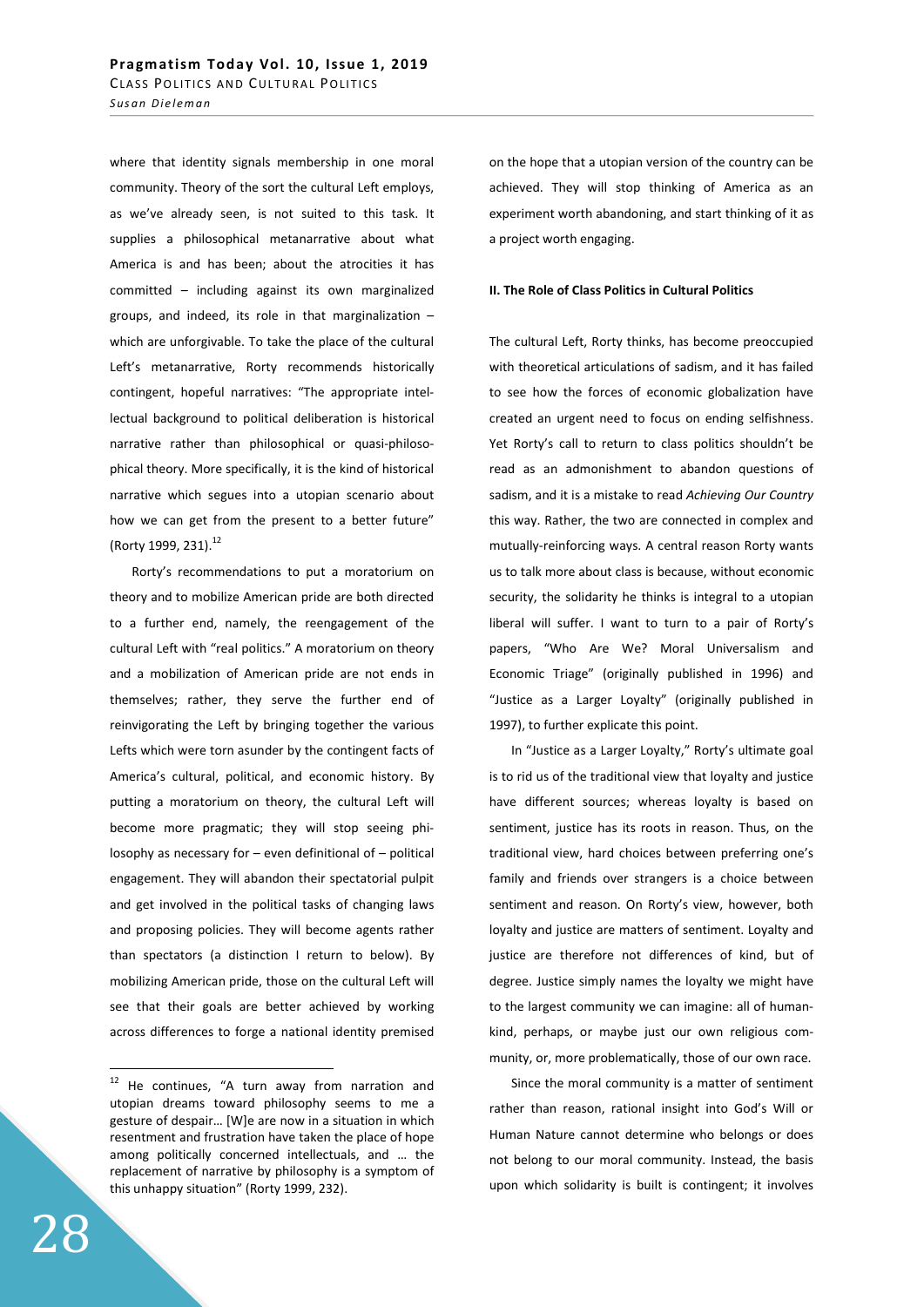where that identity signals membership in one moral community. Theory of the sort the cultural Left employs, as we've already seen, is not suited to this task. It supplies a philosophical metanarrative about what America is and has been; about the atrocities it has committed – including against its own marginalized groups, and indeed, its role in that marginalization – which are unforgivable. To take the place of the cultural Left's metanarrative, Rorty recommends historically contingent, hopeful narratives: "The appropriate intellectual background to political deliberation is historical narrative rather than philosophical or quasi-philosophical theory. More specifically, it is the kind of historical narrative which segues into a utopian scenario about how we can get from the present to a better future" (Rorty 1999, 231).[12]

Rorty's recommendations to put a moratorium on theory and to mobilize American pride are both directed to a further end, namely, the reengagement of the cultural Left with "real politics." A moratorium on theory and a mobilization of American pride are not ends in themselves; rather, they serve the further end of reinvigorating the Left by bringing together the various Lefts which were torn asunder by the contingent facts of America's cultural, political, and economic history. By putting a moratorium on theory, the cultural Left will become more pragmatic; they will stop seeing philosophy as necessary for – even definitional of – political engagement. They will abandon their spectatorial pulpit and get involved in the political tasks of changing laws and proposing policies. They will become agents rather than spectators (a distinction I return to below). By mobilizing American pride, those on the cultural Left will see that their goals are better achieved by working across differences to forge a national identity premised on the hope that a utopian version of the country can be achieved. They will stop thinking of America as an experiment worth abandoning, and start thinking of it as a project worth engaging.

#### II. The Role of Class Politics in Cultural Politics

The cultural Left, Rorty thinks, has become preoccupied with theoretical articulations of sadism, and it has failed to see how the forces of economic globalization have created an urgent need to focus on ending selfishness. Yet Rorty's call to return to class politics shouldn't be read as an admonishment to abandon questions of sadism, and it is a mistake to read *Achieving Our Country* this way. Rather, the two are connected in complex and mutually-reinforcing ways. A central reason Rorty wants us to talk more about class is because, without economic security, the solidarity he thinks is integral to a utopian liberal will suffer. I want to turn to a pair of Rorty's papers, "Who Are We? Moral Universalism and Economic Triage" (originally published in 1996) and "Justice as a Larger Loyalty" (originally published in 1997), to further explicate this point.

In "Justice as a Larger Loyalty," Rorty's ultimate goal is to rid us of the traditional view that loyalty and justice have different sources; whereas loyalty is based on sentiment, justice has its roots in reason. Thus, on the traditional view, hard choices between preferring one's family and friends over strangers is a choice between sentiment and reason. On Rorty's view, however, both loyalty and justice are matters of sentiment. Loyalty and justice are therefore not differences of kind, but of degree. Justice simply names the loyalty we might have to the largest community we can imagine: all of humankind, perhaps, or maybe just our own religious community, or, more problematically, those of our own race.

Since the moral community is a matter of sentiment rather than reason, rational insight into God's Will or Human Nature cannot determine who belongs or does not belong to our moral community. Instead, the basis upon which solidarity is built is contingent; it involves

[12] He continues, "A turn away from narration and utopian dreams toward philosophy seems to me a gesture of despair… [W]e are now in a situation in which resentment and frustration have taken the place of hope among politically concerned intellectuals, and … the replacement of narrative by philosophy is a symptom of this unhappy situation" (Rorty 1999, 232).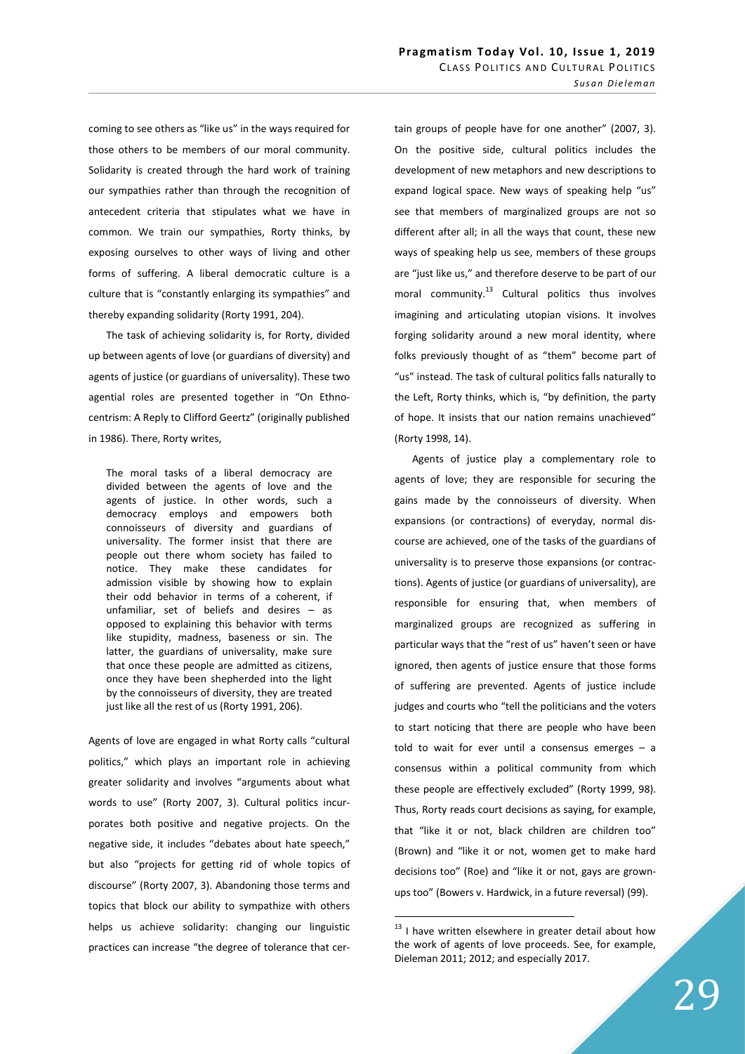coming to see others as "like us" in the ways required for those others to be members of our moral community. Solidarity is created through the hard work of training our sympathies rather than through the recognition of antecedent criteria that stipulates what we have in common. We train our sympathies, Rorty thinks, by exposing ourselves to other ways of living and other forms of suffering. A liberal democratic culture is a culture that is "constantly enlarging its sympathies" and thereby expanding solidarity (Rorty 1991, 204).

The task of achieving solidarity is, for Rorty, divided up between agents of love (or guardians of diversity) and agents of justice (or guardians of universality). These two agential roles are presented together in "On Ethnocentrism: A Reply to Clifford Geertz" (originally published in 1986). There, Rorty writes,

> The moral tasks of a liberal democracy are divided between the agents of love and the agents of justice. In other words, such a democracy employs and empowers both connoisseurs of diversity and guardians of universality. The former insist that there are people out there whom society has failed to notice. They make these candidates for admission visible by showing how to explain their odd behavior in terms of a coherent, if unfamiliar, set of beliefs and desires – as opposed to explaining this behavior with terms like stupidity, madness, baseness or sin. The latter, the guardians of universality, make sure that once these people are admitted as citizens, once they have been shepherded into the light by the connoisseurs of diversity, they are treated just like all the rest of us (Rorty 1991, 206).

Agents of love are engaged in what Rorty calls "cultural politics," which plays an important role in achieving greater solidarity and involves "arguments about what words to use" (Rorty 2007, 3). Cultural politics incurporates both positive and negative projects. On the negative side, it includes "debates about hate speech," but also "projects for getting rid of whole topics of discourse" (Rorty 2007, 3). Abandoning those terms and topics that block our ability to sympathize with others helps us achieve solidarity: changing our linguistic practices can increase "the degree of tolerance that certain groups of people have for one another" (2007, 3). On the positive side, cultural politics includes the development of new metaphors and new descriptions to expand logical space. New ways of speaking help "us" see that members of marginalized groups are not so different after all; in all the ways that count, these new ways of speaking help us see, members of these groups are "just like us," and therefore deserve to be part of our moral community.[13] Cultural politics thus involves imagining and articulating utopian visions. It involves forging solidarity around a new moral identity, where folks previously thought of as "them" become part of "us" instead. The task of cultural politics falls naturally to the Left, Rorty thinks, which is, "by definition, the party of hope. It insists that our nation remains unachieved" (Rorty 1998, 14).

Agents of justice play a complementary role to agents of love; they are responsible for securing the gains made by the connoisseurs of diversity. When expansions (or contractions) of everyday, normal discourse are achieved, one of the tasks of the guardians of universality is to preserve those expansions (or contractions). Agents of justice (or guardians of universality), are responsible for ensuring that, when members of marginalized groups are recognized as suffering in particular ways that the "rest of us" haven't seen or have ignored, then agents of justice ensure that those forms of suffering are prevented. Agents of justice include judges and courts who "tell the politicians and the voters to start noticing that there are people who have been told to wait for ever until a consensus emerges – a consensus within a political community from which these people are effectively excluded" (Rorty 1999, 98). Thus, Rorty reads court decisions as saying, for example, that "like it or not, black children are children too" (Brown) and "like it or not, women get to make hard decisions too" (Roe) and "like it or not, gays are grown-ups too" (Bowers v. Hardwick, in a future reversal) (99).

---

[13] I have written elsewhere in greater detail about how the work of agents of love proceeds. See, for example, Dieleman 2011; 2012; and especially 2017.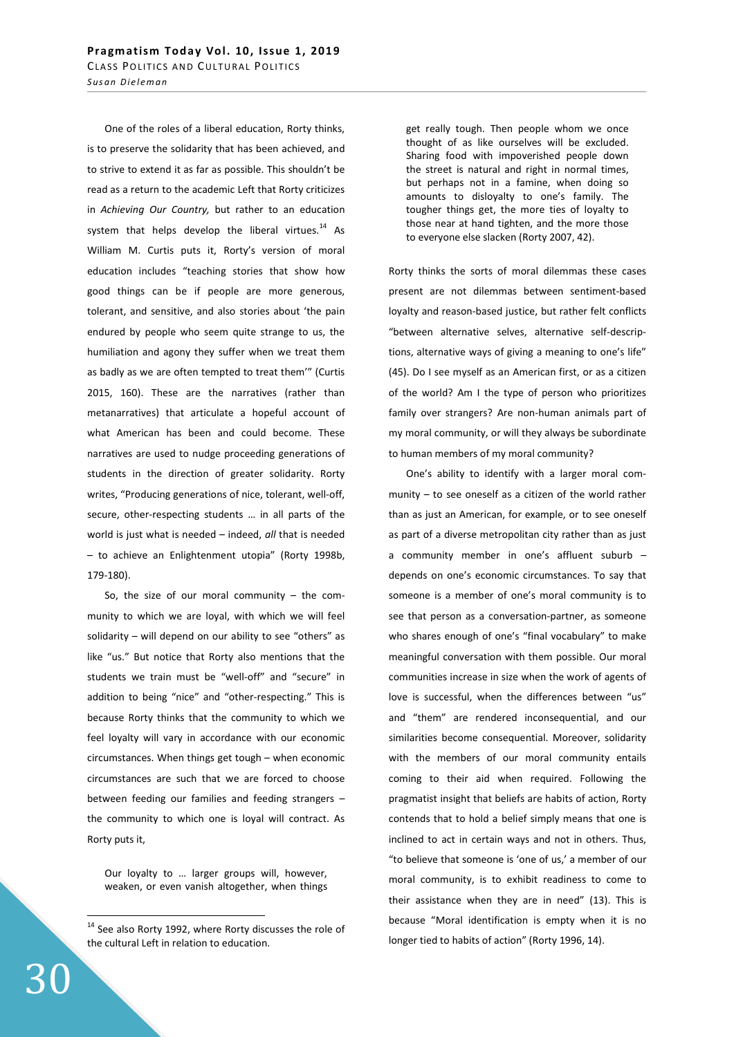One of the roles of a liberal education, Rorty thinks, is to preserve the solidarity that has been achieved, and to strive to extend it as far as possible. This shouldn't be read as a return to the academic Left that Rorty criticizes in *Achieving Our Country,* but rather to an education system that helps develop the liberal virtues.[14] As William M. Curtis puts it, Rorty's version of moral education includes "teaching stories that show how good things can be if people are more generous, tolerant, and sensitive, and also stories about 'the pain endured by people who seem quite strange to us, the humiliation and agony they suffer when we treat them as badly as we are often tempted to treat them'" (Curtis 2015, 160). These are the narratives (rather than metanarratives) that articulate a hopeful account of what American has been and could become. These narratives are used to nudge proceeding generations of students in the direction of greater solidarity. Rorty writes, "Producing generations of nice, tolerant, well-off, secure, other-respecting students … in all parts of the world is just what is needed – indeed, *all* that is needed – to achieve an Enlightenment utopia" (Rorty 1998b, 179-180).

So, the size of our moral community – the community to which we are loyal, with which we will feel solidarity – will depend on our ability to see "others" as like "us." But notice that Rorty also mentions that the students we train must be "well-off" and "secure" in addition to being "nice" and "other-respecting." This is because Rorty thinks that the community to which we feel loyalty will vary in accordance with our economic circumstances. When things get tough – when economic circumstances are such that we are forced to choose between feeding our families and feeding strangers – the community to which one is loyal will contract. As Rorty puts it,

> Our loyalty to … larger groups will, however, weaken, or even vanish altogether, when things get really tough. Then people whom we once thought of as like ourselves will be excluded. Sharing food with impoverished people down the street is natural and right in normal times, but perhaps not in a famine, when doing so amounts to disloyalty to one's family. The tougher things get, the more ties of loyalty to those near at hand tighten, and the more those to everyone else slacken (Rorty 2007, 42).

Rorty thinks the sorts of moral dilemmas these cases present are not dilemmas between sentiment-based loyalty and reason-based justice, but rather felt conflicts "between alternative selves, alternative self-descriptions, alternative ways of giving a meaning to one's life" (45). Do I see myself as an American first, or as a citizen of the world? Am I the type of person who prioritizes family over strangers? Are non-human animals part of my moral community, or will they always be subordinate to human members of my moral community?

One's ability to identify with a larger moral community – to see oneself as a citizen of the world rather than as just an American, for example, or to see oneself as part of a diverse metropolitan city rather than as just a community member in one's affluent suburb – depends on one's economic circumstances. To say that someone is a member of one's moral community is to see that person as a conversation-partner, as someone who shares enough of one's "final vocabulary" to make meaningful conversation with them possible. Our moral communities increase in size when the work of agents of love is successful, when the differences between "us" and "them" are rendered inconsequential, and our similarities become consequential. Moreover, solidarity with the members of our moral community entails coming to their aid when required. Following the pragmatist insight that beliefs are habits of action, Rorty contends that to hold a belief simply means that one is inclined to act in certain ways and not in others. Thus, "to believe that someone is 'one of us,' a member of our moral community, is to exhibit readiness to come to their assistance when they are in need" (13). This is because "Moral identification is empty when it is no longer tied to habits of action" (Rorty 1996, 14).

[14] See also Rorty 1992, where Rorty discusses the role of the cultural Left in relation to education.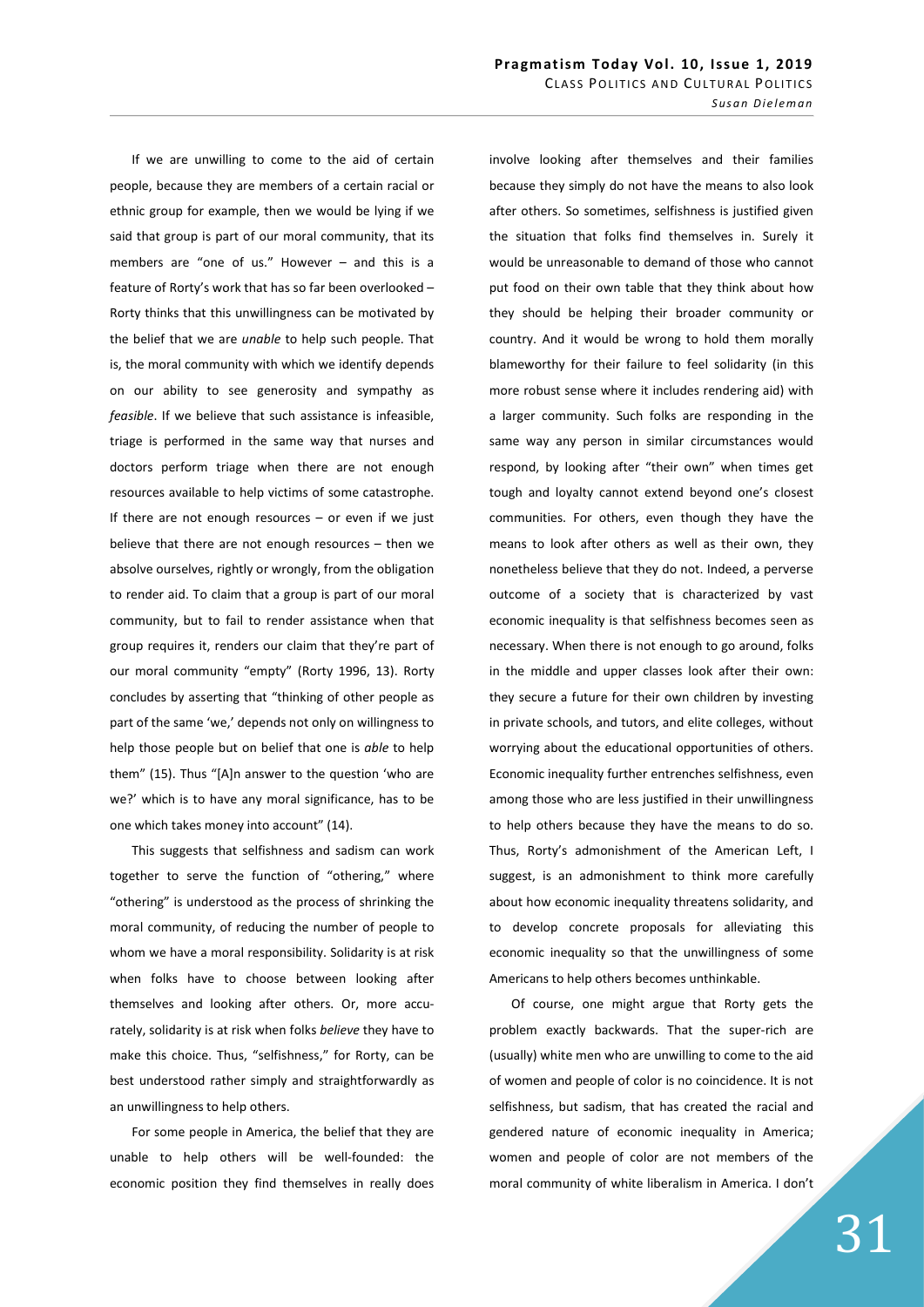If we are unwilling to come to the aid of certain people, because they are members of a certain racial or ethnic group for example, then we would be lying if we said that group is part of our moral community, that its members are "one of us." However – and this is a feature of Rorty's work that has so far been overlooked – Rorty thinks that this unwillingness can be motivated by the belief that we are *unable* to help such people. That is, the moral community with which we identify depends on our ability to see generosity and sympathy as *feasible*. If we believe that such assistance is infeasible, triage is performed in the same way that nurses and doctors perform triage when there are not enough resources available to help victims of some catastrophe. If there are not enough resources – or even if we just believe that there are not enough resources – then we absolve ourselves, rightly or wrongly, from the obligation to render aid. To claim that a group is part of our moral community, but to fail to render assistance when that group requires it, renders our claim that they're part of our moral community "empty" (Rorty 1996, 13). Rorty concludes by asserting that "thinking of other people as part of the same 'we,' depends not only on willingness to help those people but on belief that one is *able* to help them" (15). Thus "[A]n answer to the question 'who are we?' which is to have any moral significance, has to be one which takes money into account" (14).

This suggests that selfishness and sadism can work together to serve the function of "othering," where "othering" is understood as the process of shrinking the moral community, of reducing the number of people to whom we have a moral responsibility. Solidarity is at risk when folks have to choose between looking after themselves and looking after others. Or, more accurately, solidarity is at risk when folks *believe* they have to make this choice. Thus, "selfishness," for Rorty, can be best understood rather simply and straightforwardly as an unwillingness to help others.

For some people in America, the belief that they are unable to help others will be well-founded: the economic position they find themselves in really does involve looking after themselves and their families because they simply do not have the means to also look after others. So sometimes, selfishness is justified given the situation that folks find themselves in. Surely it would be unreasonable to demand of those who cannot put food on their own table that they think about how they should be helping their broader community or country. And it would be wrong to hold them morally blameworthy for their failure to feel solidarity (in this more robust sense where it includes rendering aid) with a larger community. Such folks are responding in the same way any person in similar circumstances would respond, by looking after "their own" when times get tough and loyalty cannot extend beyond one's closest communities. For others, even though they have the means to look after others as well as their own, they nonetheless believe that they do not. Indeed, a perverse outcome of a society that is characterized by vast economic inequality is that selfishness becomes seen as necessary. When there is not enough to go around, folks in the middle and upper classes look after their own: they secure a future for their own children by investing in private schools, and tutors, and elite colleges, without worrying about the educational opportunities of others. Economic inequality further entrenches selfishness, even among those who are less justified in their unwillingness to help others because they have the means to do so. Thus, Rorty's admonishment of the American Left, I suggest, is an admonishment to think more carefully about how economic inequality threatens solidarity, and to develop concrete proposals for alleviating this economic inequality so that the unwillingness of some Americans to help others becomes unthinkable.

Of course, one might argue that Rorty gets the problem exactly backwards. That the super-rich are (usually) white men who are unwilling to come to the aid of women and people of color is no coincidence. It is not selfishness, but sadism, that has created the racial and gendered nature of economic inequality in America; women and people of color are not members of the moral community of white liberalism in America. I don't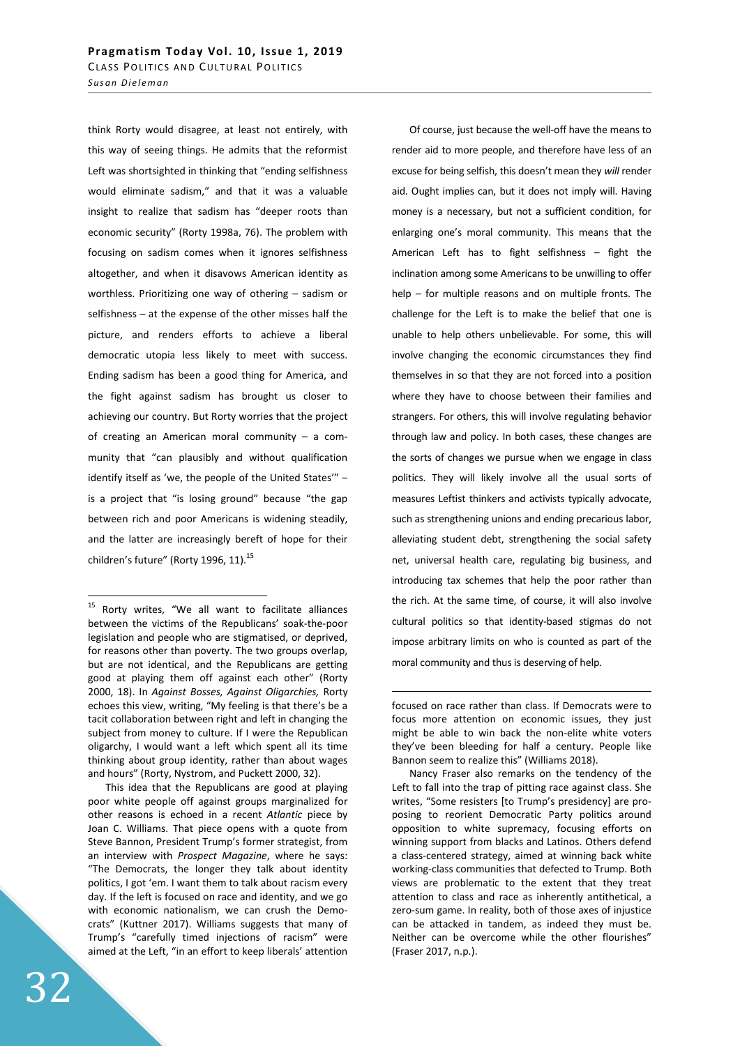think Rorty would disagree, at least not entirely, with this way of seeing things. He admits that the reformist Left was shortsighted in thinking that "ending selfishness would eliminate sadism," and that it was a valuable insight to realize that sadism has "deeper roots than economic security" (Rorty 1998a, 76). The problem with focusing on sadism comes when it ignores selfishness altogether, and when it disavows American identity as worthless. Prioritizing one way of othering – sadism or selfishness – at the expense of the other misses half the picture, and renders efforts to achieve a liberal democratic utopia less likely to meet with success. Ending sadism has been a good thing for America, and the fight against sadism has brought us closer to achieving our country. But Rorty worries that the project of creating an American moral community – a community that "can plausibly and without qualification identify itself as 'we, the people of the United States'" – is a project that "is losing ground" because "the gap between rich and poor Americans is widening steadily, and the latter are increasingly bereft of hope for their children's future" (Rorty 1996, 11).[15]

Of course, just because the well-off have the means to render aid to more people, and therefore have less of an excuse for being selfish, this doesn't mean they *will* render aid. Ought implies can, but it does not imply will. Having money is a necessary, but not a sufficient condition, for enlarging one's moral community. This means that the American Left has to fight selfishness – fight the inclination among some Americans to be unwilling to offer help – for multiple reasons and on multiple fronts. The challenge for the Left is to make the belief that one is unable to help others unbelievable. For some, this will involve changing the economic circumstances they find themselves in so that they are not forced into a position where they have to choose between their families and strangers. For others, this will involve regulating behavior through law and policy. In both cases, these changes are the sorts of changes we pursue when we engage in class politics. They will likely involve all the usual sorts of measures Leftist thinkers and activists typically advocate, such as strengthening unions and ending precarious labor, alleviating student debt, strengthening the social safety net, universal health care, regulating big business, and introducing tax schemes that help the poor rather than the rich. At the same time, of course, it will also involve cultural politics so that identity-based stigmas do not impose arbitrary limits on who is counted as part of the moral community and thus is deserving of help.

---

[15] Rorty writes, "We all want to facilitate alliances between the victims of the Republicans' soak-the-poor legislation and people who are stigmatised, or deprived, for reasons other than poverty. The two groups overlap, but are not identical, and the Republicans are getting good at playing them off against each other" (Rorty 2000, 18). In *Against Bosses, Against Oligarchies,* Rorty echoes this view, writing, "My feeling is that there's be a tacit collaboration between right and left in changing the subject from money to culture. If I were the Republican oligarchy, I would want a left which spent all its time thinking about group identity, rather than about wages and hours" (Rorty, Nystrom, and Puckett 2000, 32).

This idea that the Republicans are good at playing poor white people off against groups marginalized for other reasons is echoed in a recent *Atlantic* piece by Joan C. Williams. That piece opens with a quote from Steve Bannon, President Trump's former strategist, from an interview with *Prospect Magazine*, where he says: "The Democrats, the longer they talk about identity politics, I got 'em. I want them to talk about racism every day. If the left is focused on race and identity, and we go with economic nationalism, we can crush the Democrats" (Kuttner 2017). Williams suggests that many of Trump's "carefully timed injections of racism" were aimed at the Left, "in an effort to keep liberals' attention focused on race rather than class. If Democrats were to focus more attention on economic issues, they just might be able to win back the non-elite white voters they've been bleeding for half a century. People like Bannon seem to realize this" (Williams 2018).

Nancy Fraser also remarks on the tendency of the Left to fall into the trap of pitting race against class. She writes, "Some resisters [to Trump's presidency] are proposing to reorient Democratic Party politics around opposition to white supremacy, focusing efforts on winning support from blacks and Latinos. Others defend a class-centered strategy, aimed at winning back white working-class communities that defected to Trump. Both views are problematic to the extent that they treat attention to class and race as inherently antithetical, a zero-sum game. In reality, both of those axes of injustice can be attacked in tandem, as indeed they must be. Neither can be overcome while the other flourishes" (Fraser 2017, n.p.).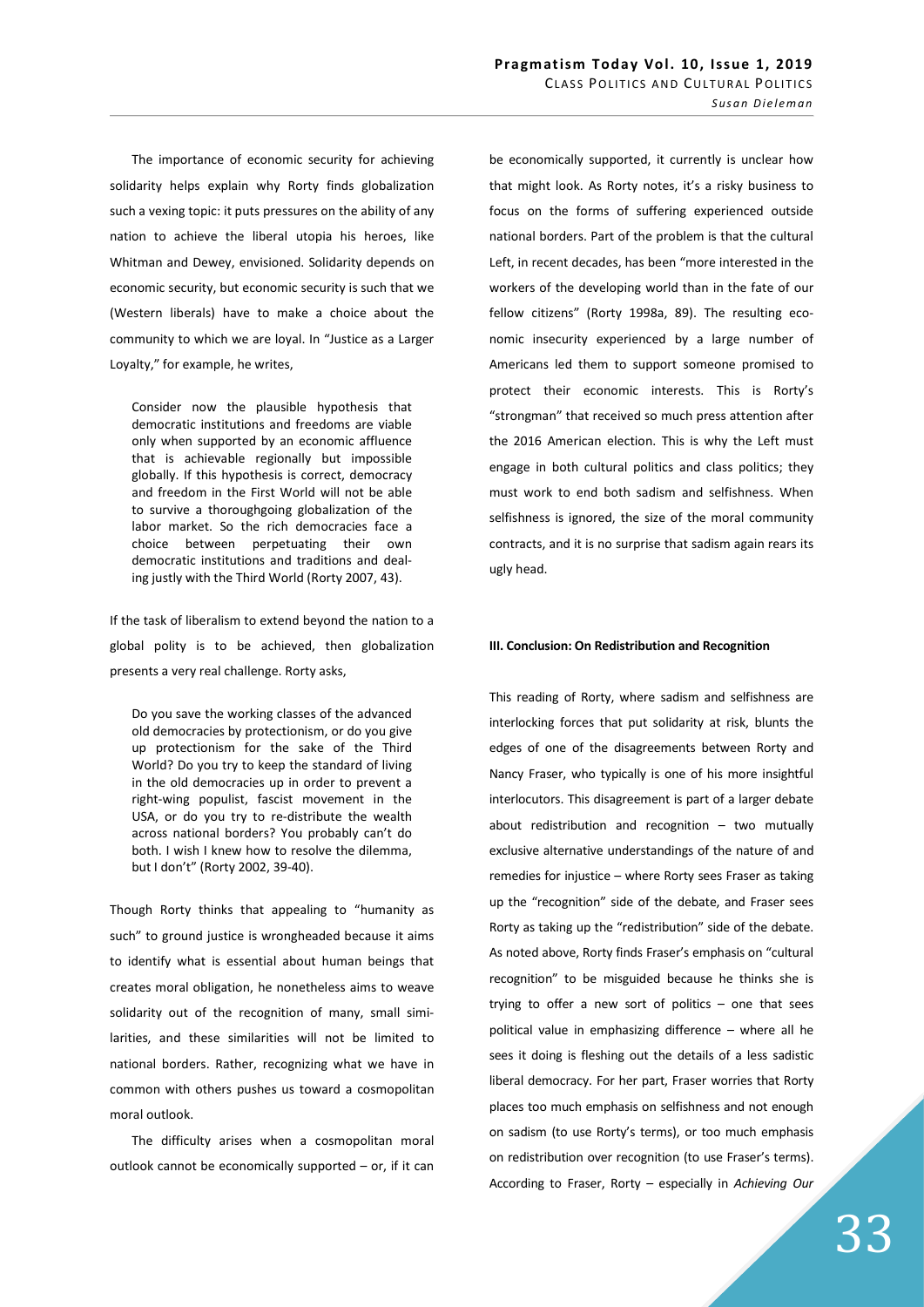The importance of economic security for achieving solidarity helps explain why Rorty finds globalization such a vexing topic: it puts pressures on the ability of any nation to achieve the liberal utopia his heroes, like Whitman and Dewey, envisioned. Solidarity depends on economic security, but economic security is such that we (Western liberals) have to make a choice about the community to which we are loyal. In "Justice as a Larger Loyalty," for example, he writes,

> Consider now the plausible hypothesis that democratic institutions and freedoms are viable only when supported by an economic affluence that is achievable regionally but impossible globally. If this hypothesis is correct, democracy and freedom in the First World will not be able to survive a thoroughgoing globalization of the labor market. So the rich democracies face a choice between perpetuating their own democratic institutions and traditions and dealing justly with the Third World (Rorty 2007, 43).

If the task of liberalism to extend beyond the nation to a global polity is to be achieved, then globalization presents a very real challenge. Rorty asks,

> Do you save the working classes of the advanced old democracies by protectionism, or do you give up protectionism for the sake of the Third World? Do you try to keep the standard of living in the old democracies up in order to prevent a right-wing populist, fascist movement in the USA, or do you try to re-distribute the wealth across national borders? You probably can't do both. I wish I knew how to resolve the dilemma, but I don't" (Rorty 2002, 39-40).

Though Rorty thinks that appealing to "humanity as such" to ground justice is wrongheaded because it aims to identify what is essential about human beings that creates moral obligation, he nonetheless aims to weave solidarity out of the recognition of many, small similarities, and these similarities will not be limited to national borders. Rather, recognizing what we have in common with others pushes us toward a cosmopolitan moral outlook.

The difficulty arises when a cosmopolitan moral outlook cannot be economically supported – or, if it can be economically supported, it currently is unclear how that might look. As Rorty notes, it's a risky business to focus on the forms of suffering experienced outside national borders. Part of the problem is that the cultural Left, in recent decades, has been "more interested in the workers of the developing world than in the fate of our fellow citizens" (Rorty 1998a, 89). The resulting economic insecurity experienced by a large number of Americans led them to support someone promised to protect their economic interests. This is Rorty's "strongman" that received so much press attention after the 2016 American election. This is why the Left must engage in both cultural politics and class politics; they must work to end both sadism and selfishness. When selfishness is ignored, the size of the moral community contracts, and it is no surprise that sadism again rears its ugly head.

## III. Conclusion: On Redistribution and Recognition

This reading of Rorty, where sadism and selfishness are interlocking forces that put solidarity at risk, blunts the edges of one of the disagreements between Rorty and Nancy Fraser, who typically is one of his more insightful interlocutors. This disagreement is part of a larger debate about redistribution and recognition – two mutually exclusive alternative understandings of the nature of and remedies for injustice – where Rorty sees Fraser as taking up the "recognition" side of the debate, and Fraser sees Rorty as taking up the "redistribution" side of the debate. As noted above, Rorty finds Fraser's emphasis on "cultural recognition" to be misguided because he thinks she is trying to offer a new sort of politics – one that sees political value in emphasizing difference – where all he sees it doing is fleshing out the details of a less sadistic liberal democracy. For her part, Fraser worries that Rorty places too much emphasis on selfishness and not enough on sadism (to use Rorty's terms), or too much emphasis on redistribution over recognition (to use Fraser's terms). According to Fraser, Rorty – especially in *Achieving Our*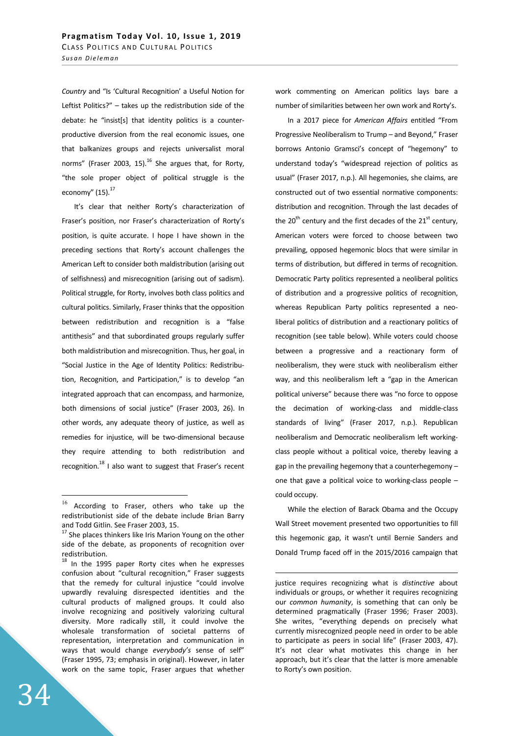*Country* and "Is 'Cultural Recognition' a Useful Notion for Leftist Politics?" – takes up the redistribution side of the debate: he "insist[s] that identity politics is a counterproductive diversion from the real economic issues, one that balkanizes groups and rejects universalist moral norms" (Fraser 2003, 15).[16] She argues that, for Rorty, "the sole proper object of political struggle is the economy" (15).[17]

It's clear that neither Rorty's characterization of Fraser's position, nor Fraser's characterization of Rorty's position, is quite accurate. I hope I have shown in the preceding sections that Rorty's account challenges the American Left to consider both maldistribution (arising out of selfishness) and misrecognition (arising out of sadism). Political struggle, for Rorty, involves both class politics and cultural politics. Similarly, Fraser thinks that the opposition between redistribution and recognition is a "false antithesis" and that subordinated groups regularly suffer both maldistribution and misrecognition. Thus, her goal, in "Social Justice in the Age of Identity Politics: Redistribution, Recognition, and Participation," is to develop "an integrated approach that can encompass, and harmonize, both dimensions of social justice" (Fraser 2003, 26). In other words, any adequate theory of justice, as well as remedies for injustice, will be two-dimensional because they require attending to both redistribution and recognition.[18] I also want to suggest that Fraser's recent work commenting on American politics lays bare a number of similarities between her own work and Rorty's.

In a 2017 piece for *American Affairs* entitled "From Progressive Neoliberalism to Trump – and Beyond," Fraser borrows Antonio Gramsci's concept of "hegemony" to understand today's "widespread rejection of politics as usual" (Fraser 2017, n.p.). All hegemonies, she claims, are constructed out of two essential normative components: distribution and recognition. Through the last decades of the 20th century and the first decades of the 21st century, American voters were forced to choose between two prevailing, opposed hegemonic blocs that were similar in terms of distribution, but differed in terms of recognition. Democratic Party politics represented a neoliberal politics of distribution and a progressive politics of recognition, whereas Republican Party politics represented a neoliberal politics of distribution and a reactionary politics of recognition (see table below). While voters could choose between a progressive and a reactionary form of neoliberalism, they were stuck with neoliberalism either way, and this neoliberalism left a "gap in the American political universe" because there was "no force to oppose the decimation of working-class and middle-class standards of living" (Fraser 2017, n.p.). Republican neoliberalism and Democratic neoliberalism left working-class people without a political voice, thereby leaving a gap in the prevailing hegemony that a counterhegemony – one that gave a political voice to working-class people – could occupy.

While the election of Barack Obama and the Occupy Wall Street movement presented two opportunities to fill this hegemonic gap, it wasn't until Bernie Sanders and Donald Trump faced off in the 2015/2016 campaign that

---

[16] According to Fraser, others who take up the redistributionist side of the debate include Brian Barry and Todd Gitlin. See Fraser 2003, 15.

[17] She places thinkers like Iris Marion Young on the other side of the debate, as proponents of recognition over redistribution.

[18] In the 1995 paper Rorty cites when he expresses confusion about "cultural recognition," Fraser suggests that the remedy for cultural injustice "could involve upwardly revaluing disrespected identities and the cultural products of maligned groups. It could also involve recognizing and positively valorizing cultural diversity. More radically still, it could involve the wholesale transformation of societal patterns of representation, interpretation and communication in ways that would change *everybody's* sense of self" (Fraser 1995, 73; emphasis in original). However, in later work on the same topic, Fraser argues that whether justice requires recognizing what is *distinctive* about individuals or groups, or whether it requires recognizing our *common humanity*, is something that can only be determined pragmatically (Fraser 1996; Fraser 2003). She writes, "everything depends on precisely what currently misrecognized people need in order to be able to participate as peers in social life" (Fraser 2003, 47). It's not clear what motivates this change in her approach, but it's clear that the latter is more amenable to Rorty's own position.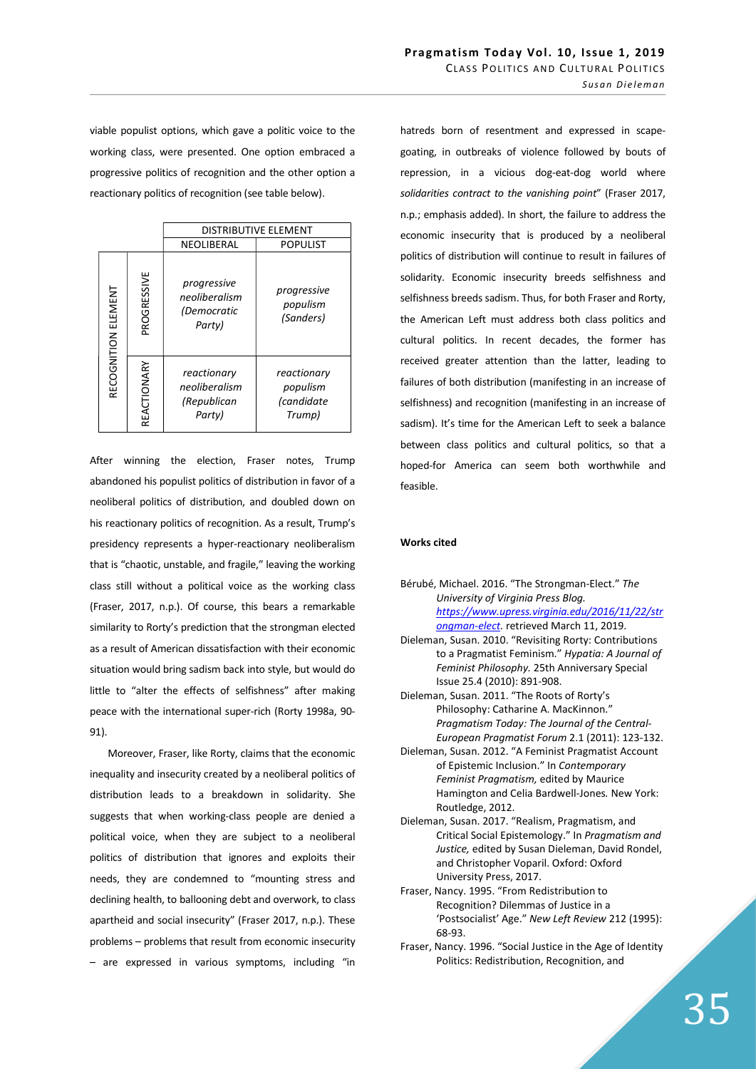viable populist options, which gave a politic voice to the working class, were presented. One option embraced a progressive politics of recognition and the other option a reactionary politics of recognition (see table below).

| | | DISTRIBUTIVE ELEMENT | |
|---|---|---|---|
| | | NEOLIBERAL | POPULIST |
| RECOGNITION ELEMENT | PROGRESSIVE | *progressive neoliberalism (Democratic Party)* | *progressive populism (Sanders)* |
| | REACTIONARY | *reactionary neoliberalism (Republican Party)* | *reactionary populism (candidate Trump)* |

After winning the election, Fraser notes, Trump abandoned his populist politics of distribution in favor of a neoliberal politics of distribution, and doubled down on his reactionary politics of recognition. As a result, Trump's presidency represents a hyper-reactionary neoliberalism that is "chaotic, unstable, and fragile," leaving the working class still without a political voice as the working class (Fraser, 2017, n.p.). Of course, this bears a remarkable similarity to Rorty's prediction that the strongman elected as a result of American dissatisfaction with their economic situation would bring sadism back into style, but would do little to "alter the effects of selfishness" after making peace with the international super-rich (Rorty 1998a, 90-91).

Moreover, Fraser, like Rorty, claims that the economic inequality and insecurity created by a neoliberal politics of distribution leads to a breakdown in solidarity. She suggests that when working-class people are denied a political voice, when they are subject to a neoliberal politics of distribution that ignores and exploits their needs, they are condemned to "mounting stress and declining health, to ballooning debt and overwork, to class apartheid and social insecurity" (Fraser 2017, n.p.). These problems – problems that result from economic insecurity – are expressed in various symptoms, including "in hatreds born of resentment and expressed in scape-goating, in outbreaks of violence followed by bouts of repression, in a vicious dog-eat-dog world where *solidarities contract to the vanishing point*" (Fraser 2017, n.p.; emphasis added). In short, the failure to address the economic insecurity that is produced by a neoliberal politics of distribution will continue to result in failures of solidarity. Economic insecurity breeds selfishness and selfishness breeds sadism. Thus, for both Fraser and Rorty, the American Left must address both class politics and cultural politics. In recent decades, the former has received greater attention than the latter, leading to failures of both distribution (manifesting in an increase of selfishness) and recognition (manifesting in an increase of sadism). It's time for the American Left to seek a balance between class politics and cultural politics, so that a hoped-for America can seem both worthwhile and feasible.

**Works cited**

Bérubé, Michael. 2016. "The Strongman-Elect." *The University of Virginia Press Blog.* *https://www.upress.virginia.edu/2016/11/22/strongman-elect.* retrieved March 11, 2019.

Dieleman, Susan. 2010. "Revisiting Rorty: Contributions to a Pragmatist Feminism." *Hypatia: A Journal of Feminist Philosophy.* 25th Anniversary Special Issue 25.4 (2010): 891-908.

Dieleman, Susan. 2011. "The Roots of Rorty's Philosophy: Catharine A. MacKinnon." *Pragmatism Today: The Journal of the Central-European Pragmatist Forum* 2.1 (2011): 123-132.

Dieleman, Susan. 2012. "A Feminist Pragmatist Account of Epistemic Inclusion." In *Contemporary Feminist Pragmatism,* edited by Maurice Hamington and Celia Bardwell-Jones. New York: Routledge, 2012.

Dieleman, Susan. 2017. "Realism, Pragmatism, and Critical Social Epistemology." In *Pragmatism and Justice,* edited by Susan Dieleman, David Rondel, and Christopher Voparil. Oxford: Oxford University Press, 2017.

Fraser, Nancy. 1995. "From Redistribution to Recognition? Dilemmas of Justice in a 'Postsocialist' Age." *New Left Review* 212 (1995): 68-93.

Fraser, Nancy. 1996. "Social Justice in the Age of Identity Politics: Redistribution, Recognition, and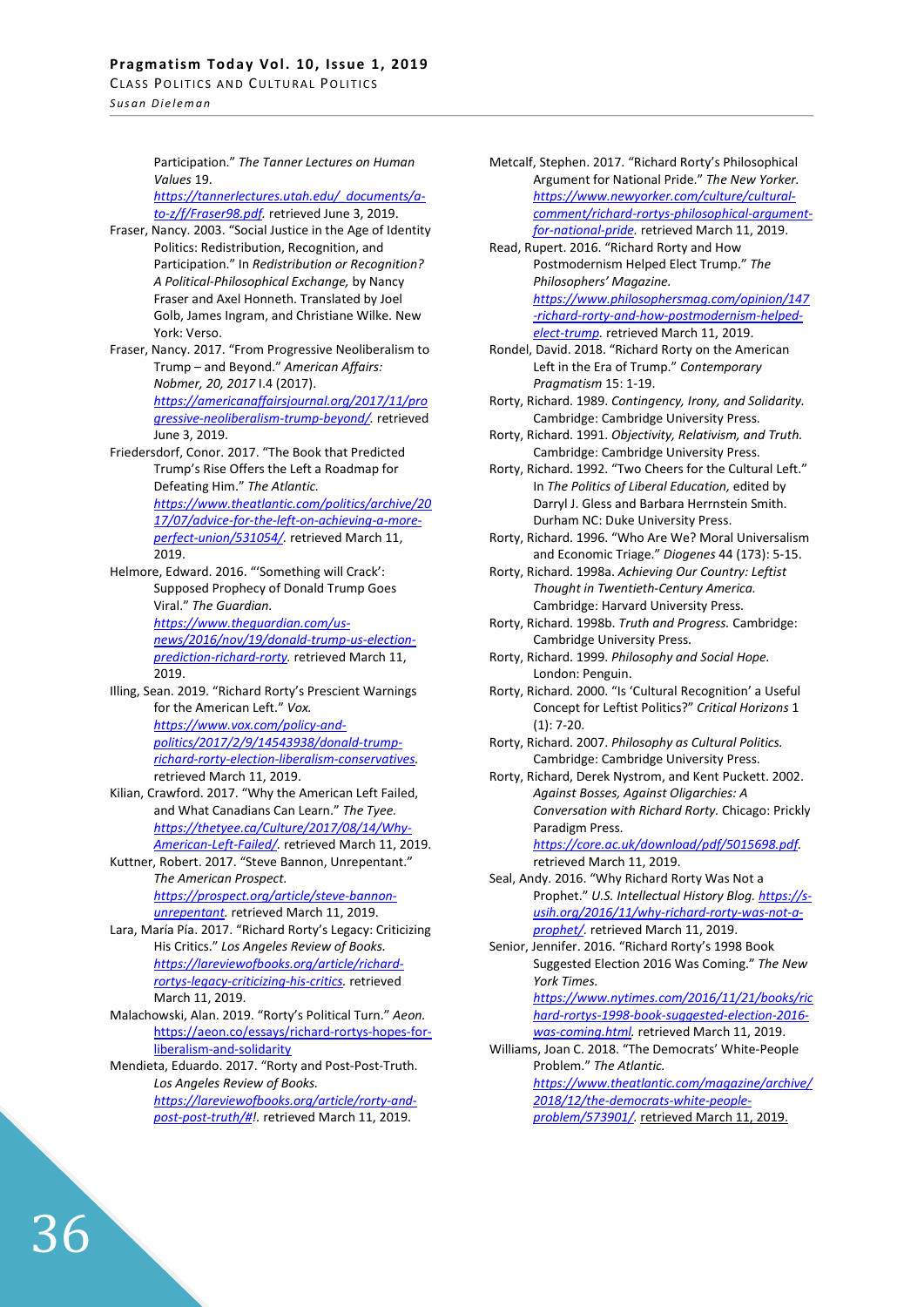Participation." *The Tanner Lectures on Human Values* 19. https://tannerlectures.utah.edu/_documents/a-to-z/f/Fraser98.pdf. retrieved June 3, 2019.

Fraser, Nancy. 2003. "Social Justice in the Age of Identity Politics: Redistribution, Recognition, and Participation." In *Redistribution or Recognition? A Political-Philosophical Exchange,* by Nancy Fraser and Axel Honneth. Translated by Joel Golb, James Ingram, and Christiane Wilke. New York: Verso.

Fraser, Nancy. 2017. "From Progressive Neoliberalism to Trump – and Beyond." *American Affairs: Nobmer, 20, 2017* I.4 (2017). https://americanaffairsjournal.org/2017/11/progressive-neoliberalism-trump-beyond/. retrieved June 3, 2019.

Friedersdorf, Conor. 2017. "The Book that Predicted Trump's Rise Offers the Left a Roadmap for Defeating Him." *The Atlantic.* https://www.theatlantic.com/politics/archive/2017/07/advice-for-the-left-on-achieving-a-more-perfect-union/531054/. retrieved March 11, 2019.

Helmore, Edward. 2016. "'Something will Crack': Supposed Prophecy of Donald Trump Goes Viral." *The Guardian.* https://www.theguardian.com/us-news/2016/nov/19/donald-trump-us-election-prediction-richard-rorty. retrieved March 11, 2019.

Illing, Sean. 2019. "Richard Rorty's Prescient Warnings for the American Left." *Vox.* https://www.vox.com/policy-and-politics/2017/2/9/14543938/donald-trump-richard-rorty-election-liberalism-conservatives. retrieved March 11, 2019.

Kilian, Crawford. 2017. "Why the American Left Failed, and What Canadians Can Learn." *The Tyee.* https://thetyee.ca/Culture/2017/08/14/Why-American-Left-Failed/. retrieved March 11, 2019.

Kuttner, Robert. 2017. "Steve Bannon, Unrepentant." *The American Prospect.* https://prospect.org/article/steve-bannon-unrepentant. retrieved March 11, 2019.

Lara, María Pía. 2017. "Richard Rorty's Legacy: Criticizing His Critics." *Los Angeles Review of Books.* https://lareviewofbooks.org/article/richard-rortys-legacy-criticizing-his-critics. retrieved March 11, 2019.

Malachowski, Alan. 2019. "Rorty's Political Turn." *Aeon.* https://aeon.co/essays/richard-rortys-hopes-for-liberalism-and-solidarity

Mendieta, Eduardo. 2017. "Rorty and Post-Post-Truth. *Los Angeles Review of Books.* https://lareviewofbooks.org/article/rorty-and-post-post-truth/#!. retrieved March 11, 2019.

Metcalf, Stephen. 2017. "Richard Rorty's Philosophical Argument for National Pride." *The New Yorker.* https://www.newyorker.com/culture/cultural-comment/richard-rortys-philosophical-argument-for-national-pride. retrieved March 11, 2019.

Read, Rupert. 2016. "Richard Rorty and How Postmodernism Helped Elect Trump." *The Philosophers' Magazine.* https://www.philosophersmag.com/opinion/147-richard-rorty-and-how-postmodernism-helped-elect-trump. retrieved March 11, 2019.

Rondel, David. 2018. "Richard Rorty on the American Left in the Era of Trump." *Contemporary Pragmatism* 15: 1-19.

Rorty, Richard. 1989. *Contingency, Irony, and Solidarity.* Cambridge: Cambridge University Press.

Rorty, Richard. 1991. *Objectivity, Relativism, and Truth.* Cambridge: Cambridge University Press.

Rorty, Richard. 1992. "Two Cheers for the Cultural Left." In *The Politics of Liberal Education,* edited by Darryl J. Gless and Barbara Herrnstein Smith. Durham NC: Duke University Press.

Rorty, Richard. 1996. "Who Are We? Moral Universalism and Economic Triage." *Diogenes* 44 (173): 5-15.

Rorty, Richard. 1998a. *Achieving Our Country: Leftist Thought in Twentieth-Century America.* Cambridge: Harvard University Press.

Rorty, Richard. 1998b. *Truth and Progress.* Cambridge: Cambridge University Press.

Rorty, Richard. 1999. *Philosophy and Social Hope.* London: Penguin.

Rorty, Richard. 2000. "Is 'Cultural Recognition' a Useful Concept for Leftist Politics?" *Critical Horizons* 1 (1): 7-20.

Rorty, Richard. 2007. *Philosophy as Cultural Politics.* Cambridge: Cambridge University Press.

Rorty, Richard, Derek Nystrom, and Kent Puckett. 2002. *Against Bosses, Against Oligarchies: A Conversation with Richard Rorty.* Chicago: Prickly Paradigm Press. https://core.ac.uk/download/pdf/5015698.pdf. retrieved March 11, 2019.

Seal, Andy. 2016. "Why Richard Rorty Was Not a Prophet." *U.S. Intellectual History Blog.* https://s-usih.org/2016/11/why-richard-rorty-was-not-a-prophet/. retrieved March 11, 2019.

Senior, Jennifer. 2016. "Richard Rorty's 1998 Book Suggested Election 2016 Was Coming." *The New York Times.* https://www.nytimes.com/2016/11/21/books/richard-rortys-1998-book-suggested-election-2016-was-coming.html. retrieved March 11, 2019.

Williams, Joan C. 2018. "The Democrats' White-People Problem." *The Atlantic.* https://www.theatlantic.com/magazine/archive/2018/12/the-democrats-white-people-problem/573901/. retrieved March 11, 2019.